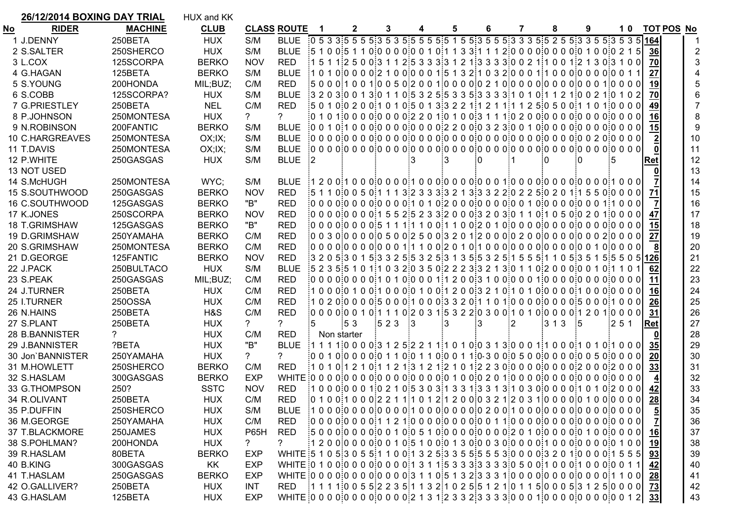**26/12/2014 BOXING DAY TRIAL** HUX and KK

| No | RIDER | MACHINE | CLUB | CLASS | ROUTE | 1 | 2 | 3 | 4 | 5 | 6 | 7 | 8 | 9 | 10 | TOT | POS | No |
|---|---|---|---|---|---|---|---|---|---|---|---|---|---|---|---|---|---|---|
| 1 | J.DENNY | 250BETA | HUX | S/M | BLUE | 0 5 3 3 | 5 5 5 5 | 3 5 3 5 | 5 5 5 5 | 5 1 5 5 | 3 5 5 5 | 3 3 3 5 | 5 2 5 5 | 3 3 5 5 | 3 5 3 5 | 164 | | 1 |
| 2 | S.SALTER | 250SHERCO | HUX | S/M | BLUE | 5 1 0 0 | 5 1 1 0 | 0 0 0 0 | 0 0 1 0 | 1 1 3 3 | 1 1 1 2 | 0 0 0 0 | 0 0 0 0 | 0 1 0 0 | 0 2 1 5 | 36 | | 2 |
| 3 | L.COX | 125SCORPA | BERKO | NOV | RED | 1 5 1 1 | 2 5 0 0 | 3 1 1 2 | 5 3 3 3 | 3 1 2 1 | 3 3 3 3 | 0 0 2 1 | 1 0 0 1 | 2 1 3 0 | 3 1 0 0 | 70 | | 3 |
| 4 | G.HAGAN | 125BETA | BERKO | S/M | BLUE | 1 0 1 0 | 0 0 0 0 | 2 1 0 0 | 0 0 0 1 | 5 1 3 2 | 1 0 3 2 | 0 0 0 1 | 1 0 0 0 | 0 0 0 0 | 0 0 1 1 | 27 | | 4 |
| 5 | S.YOUNG | 200HONDA | MIL;BUZ; | C/M | RED | 5 0 0 0 | 1 0 0 1 | 0 0 5 0 | 2 0 0 1 | 0 0 0 0 | 0 2 1 0 | 0 0 0 0 | 0 0 0 0 | 0 0 0 1 | 0 0 0 0 | 19 | | 5 |
| 6 | S.COBB | 125SCORPA? | HUX | S/M | BLUE | 3 2 0 3 | 0 0 1 3 | 0 1 1 0 | 5 3 2 5 | 5 3 3 5 | 3 3 3 3 | 1 0 1 0 | 1 1 2 1 | 0 0 2 1 | 0 1 0 2 | 70 | | 6 |
| 7 | G.PRIESTLEY | 250BETA | NEL | C/M | RED | 5 0 1 0 | 0 2 0 0 | 1 0 1 0 | 5 0 1 3 | 3 2 2 1 | 1 2 1 1 | 1 1 2 5 | 0 5 0 0 | 1 1 0 1 | 0 0 0 0 | 49 | | 7 |
| 8 | P.JOHNSON | 250MONTESA | HUX | ? | ? | 0 1 0 1 | 0 0 0 0 | 0 0 0 0 | 2 2 0 1 | 0 1 0 0 | 3 1 1 1 | 0 2 0 0 | 0 0 0 0 | 0 0 0 0 | 0 0 0 0 | 16 | | 8 |
| 9 | N.ROBINSON | 200FANTIC | BERKO | S/M | BLUE | 0 0 1 0 | 1 0 0 0 | 0 0 0 0 | 0 0 0 0 | 2 2 0 0 | 0 3 2 3 | 0 0 1 0 | 0 0 0 0 | 0 0 0 0 | 0 0 0 0 | 15 | | 9 |
| 10 | C.HARGREAVES | 250MONTESA | OX;IX; | S/M | BLUE | 0 0 0 0 | 0 0 0 0 | 0 0 0 0 | 0 0 0 0 | 0 0 0 0 | 0 0 0 0 | 0 0 0 0 | 0 0 0 0 | 0 0 2 0 | 0 0 0 0 | 2 | | 10 |
| 11 | T.DAVIS | 250MONTESA | OX;IX; | S/M | BLUE | 0 0 0 0 | 0 0 0 0 | 0 0 0 0 | 0 0 0 0 | 0 0 0 0 | 0 0 0 0 | 0 0 0 0 | 0 0 0 0 | 0 0 0 0 | 0 0 0 0 | 0 | | 11 |
| 12 | P.WHITE | 250GASGAS | HUX | S/M | BLUE | 2 | | | 3 | 3 | 0 | 1 | 0 | 0 | 5 | Ret | | 12 |
| 13 | NOT USED | | | | | | | | | | | | | | | 0 | | 13 |
| 14 | S.McHUGH | 250MONTESA | WYC; | S/M | BLUE | 1 2 0 0 | 1 0 0 0 | 0 0 0 0 | 1 0 0 0 | 0 0 0 0 | 0 0 0 1 | 0 0 0 0 | 0 0 0 0 | 0 0 0 0 | 1 0 0 0 | 7 | | 14 |
| 15 | S.SOUTHWOOD | 250GASGAS | BERKO | NOV | RED | 5 1 1 0 | 0 0 5 0 | 1 1 1 3 | 2 3 3 3 | 3 2 1 3 | 3 3 2 2 | 0 2 2 5 | 0 2 0 1 | 1 5 5 0 | 0 0 0 0 | 71 | | 15 |
| 16 | C.SOUTHWOOD | 125GASGAS | BERKO | "B" | RED | 0 0 0 0 | 0 0 0 0 | 0 0 0 0 | 1 0 1 0 | 2 0 0 0 | 0 0 0 0 | 0 0 1 0 | 0 0 0 0 | 0 0 0 1 | 1 0 0 0 | 7 | | 16 |
| 17 | K.JONES | 250SCORPA | BERKO | NOV | RED | 0 0 0 0 | 0 0 0 0 | 1 5 5 2 | 5 2 3 3 | 2 0 0 0 | 3 2 0 3 | 0 1 1 0 | 1 0 5 0 | 0 2 0 1 | 0 0 0 0 | 47 | | 17 |
| 18 | T.GRIMSHAW | 125GASGAS | BERKO | "B" | RED | 0 0 0 0 | 0 0 0 0 | 5 1 1 1 | 1 1 0 0 | 1 1 0 0 | 2 0 1 0 | 0 0 0 0 | 0 0 0 0 | 0 0 0 0 | 0 0 0 0 | 15 | | 18 |
| 19 | D.GRIMSHAW | 250YAMAHA | BERKO | C/M | RED | 0 0 3 0 | 0 0 0 0 | 0 5 0 0 | 2 5 0 0 | 3 2 0 1 | 2 0 0 0 | 0 2 0 0 | 0 0 0 0 | 0 0 0 2 | 0 0 0 0 | 27 | | 19 |
| 20 | S.GRIMSHAW | 250MONTESA | BERKO | C/M | RED | 0 0 0 0 | 0 0 0 0 | 0 0 0 1 | 1 1 0 0 | 2 0 1 0 | 1 0 0 0 | 0 0 0 0 | 0 0 0 0 | 0 0 1 0 | 0 0 0 0 | 8 | | 20 |
| 21 | D.GEORGE | 125FANTIC | BERKO | NOV | RED | 3 2 0 5 | 3 0 1 5 | 3 3 2 5 | 5 3 2 5 | 3 1 3 5 | 5 3 2 5 | 1 5 5 5 | 1 1 0 5 | 3 5 1 5 | 5 5 0 5 | 126 | | 21 |
| 22 | J.PACK | 250BULTACO | HUX | S/M | BLUE | 5 2 3 5 | 5 1 0 1 | 1 0 3 2 | 0 3 5 0 | 2 2 2 3 | 3 2 1 3 | 0 1 1 0 | 2 0 0 0 | 0 0 1 0 | 1 1 0 1 | 62 | | 22 |
| 23 | S.PEAK | 250GASGAS | MIL;BUZ; | C/M | RED | 0 0 0 0 | 0 0 0 0 | 1 0 1 0 | 0 0 0 1 | 1 2 0 0 | 3 1 0 0 | 0 0 0 1 | 0 0 0 0 | 0 0 0 0 | 0 0 0 0 | 11 | | 23 |
| 24 | J.TURNER | 250BETA | HUX | C/M | RED | 1 0 0 0 | 0 1 0 0 | 1 0 0 0 | 0 1 0 0 | 1 2 0 0 | 3 2 1 0 | 1 0 1 0 | 0 0 0 0 | 1 0 0 0 | 0 0 0 0 | 16 | | 24 |
| 25 | I.TURNER | 250OSSA | HUX | C/M | RED | 1 0 2 0 | 0 0 0 0 | 5 0 0 0 | 1 0 0 0 | 3 3 2 0 | 1 1 0 1 | 0 0 0 0 | 0 0 0 0 | 5 0 0 0 | 1 0 0 0 | 26 | | 25 |
| 26 | N.HAINS | 250BETA | H&S | C/M | RED | 0 0 0 0 | 0 0 1 0 | 1 1 1 0 | 2 0 3 1 | 5 3 2 2 | 0 3 0 0 | 1 0 1 0 | 0 0 0 0 | 1 2 0 1 | 0 0 0 0 | 31 | | 26 |
| 27 | S.PLANT | 250BETA | HUX | ? | ? | 5 | 5 3 | 5 2 3 | 3 | 3 | 3 | 2 | 3 1 3 | 5 | 2 5 1 | Ret | | 27 |
| 28 | B.BANNISTER | ? | HUX | C/M | RED | Non starter | | | | | | | | | | 0 | | 28 |
| 29 | J.BANNISTER | ?BETA | HUX | "B" | BLUE | 1 1 1 1 | 0 0 0 0 | 3 1 2 5 | 2 2 1 1 | 1 0 1 0 | 0 3 1 3 | 0 0 0 1 | 1 0 0 0 | 1 0 1 0 | 1 0 0 0 | 35 | | 29 |
| 30 | Jon`BANNISTER | 250YAMAHA | HUX | ? | ? | 0 0 1 0 | 0 0 0 0 | 0 1 1 0 | 0 1 1 0 | 0 0 1 1 | 0-3 0 0 | 0 5 0 0 | 0 0 0 0 | 0 0 5 0 | 0 0 0 0 | 20 | | 30 |
| 31 | M.HOWLETT | 250SHERCO | BERKO | C/M | RED | 1 0 1 0 | 1 2 1 0 | 1 1 2 1 | 3 1 2 1 | 2 1 0 1 | 2 2 3 0 | 0 0 0 0 | 0 0 0 0 | 2 0 0 0 | 2 0 0 0 | 33 | | 31 |
| 32 | S.HASLAM | 300GASGAS | BERKO | EXP | WHITE | 0 0 0 0 | 0 0 0 0 | 0 0 0 0 | 0 0 0 0 | 0 1 0 0 | 0 2 0 1 | 0 0 0 0 | 0 0 0 0 | 0 0 0 0 | 0 0 0 0 | 4 | | 32 |
| 33 | G.THOMPSON | 250? | SSTC | NOV | RED | 1 0 0 0 | 0 0 0 1 | 0 2 1 0 | 5 3 0 3 | 1 3 3 1 | 3 3 1 3 | 1 0 3 0 | 0 0 0 0 | 1 0 1 0 | 2 0 0 0 | 42 | | 33 |
| 34 | R.OLIVANT | 250BETA | HUX | C/M | RED | 0 1 0 0 | 1 0 0 0 | 2 2 1 1 | 1 0 1 2 | 1 2 0 0 | 0 3 2 1 | 2 0 3 1 | 0 0 0 0 | 0 1 0 0 | 0 0 0 0 | 28 | | 34 |
| 35 | P.DUFFIN | 250SHERCO | HUX | S/M | BLUE | 1 0 0 0 | 0 0 0 0 | 0 0 0 0 | 1 0 0 0 | 0 0 0 0 | 0 2 0 0 | 1 0 0 0 | 0 0 0 0 | 0 0 0 0 | 0 0 0 0 | 5 | | 35 |
| 36 | M.GEORGE | 250YAMAHA | HUX | C/M | RED | 0 0 0 0 | 0 0 0 0 | 1 1 2 1 | 0 0 0 0 | 0 0 0 0 | 0 0 1 1 | 0 0 0 0 | 0 0 0 0 | 0 0 0 0 | 0 0 0 0 | 7 | | 36 |
| 37 | T.BLACKMORE | 250JAMES | HUX | P65H | RED | 5 0 0 0 | 0 0 0 0 | 0 0 1 0 | 0 5 1 0 | 0 0 0 0 | 0 0 0 0 | 2 0 1 0 | 0 0 0 0 | 0 1 0 0 | 0 0 0 0 | 16 | | 37 |
| 38 | S.POHLMAN? | 200HONDA | HUX | ? | ? | 1 2 0 0 | 0 0 0 0 | 0 0 1 0 | 5 1 0 0 | 0 1 3 0 | 0 0 3 0 | 0 0 0 0 | 1 0 0 0 | 0 0 0 0 | 0 1 0 0 | 19 | | 38 |
| 39 | R.HASLAM | 80BETA | BERKO | EXP | WHITE | 5 1 0 5 | 3 0 5 5 | 1 1 0 0 | 1 3 2 5 | 3 3 5 5 | 5 5 5 3 | 0 0 0 0 | 3 2 0 1 | 0 0 0 0 | 1 5 5 5 | 93 | | 39 |
| 40 | B.KING | 300GASGAS | KK | EXP | WHITE | 0 1 0 0 | 0 0 0 0 | 0 0 0 0 | 1 3 1 1 | 5 3 3 3 | 3 3 3 3 | 0 5 0 0 | 1 0 0 0 | 1 0 0 0 | 0 0 1 1 | 42 | | 40 |
| 41 | T.HASLAM | 250GASGAS | BERKO | EXP | WHITE | 0 0 0 0 | 0 0 0 0 | 0 0 0 0 | 3 1 1 0 | 5 1 3 2 | 3 3 3 1 | 0 0 0 0 | 0 0 0 0 | 0 0 0 0 | 1 1 0 0 | 28 | | 41 |
| 42 | O.GALLIVER? | 250BETA | HUX | INT | RED | 1 1 1 1 | 0 0 5 5 | 2 2 3 5 | 1 1 3 2 | 1 0 2 5 | 5 1 2 1 | 0 1 1 5 | 0 0 0 5 | 3 1 2 5 | 0 0 0 0 | 73 | | 42 |
| 43 | G.HASLAM | 125BETA | HUX | EXP | WHITE | 0 0 0 0 | 0 0 0 0 | 0 0 0 0 | 2 1 3 1 | 2 3 3 2 | 3 3 3 3 | 0 0 0 1 | 0 0 0 0 | 0 0 0 0 | 0 0 1 2 | 33 | | 43 |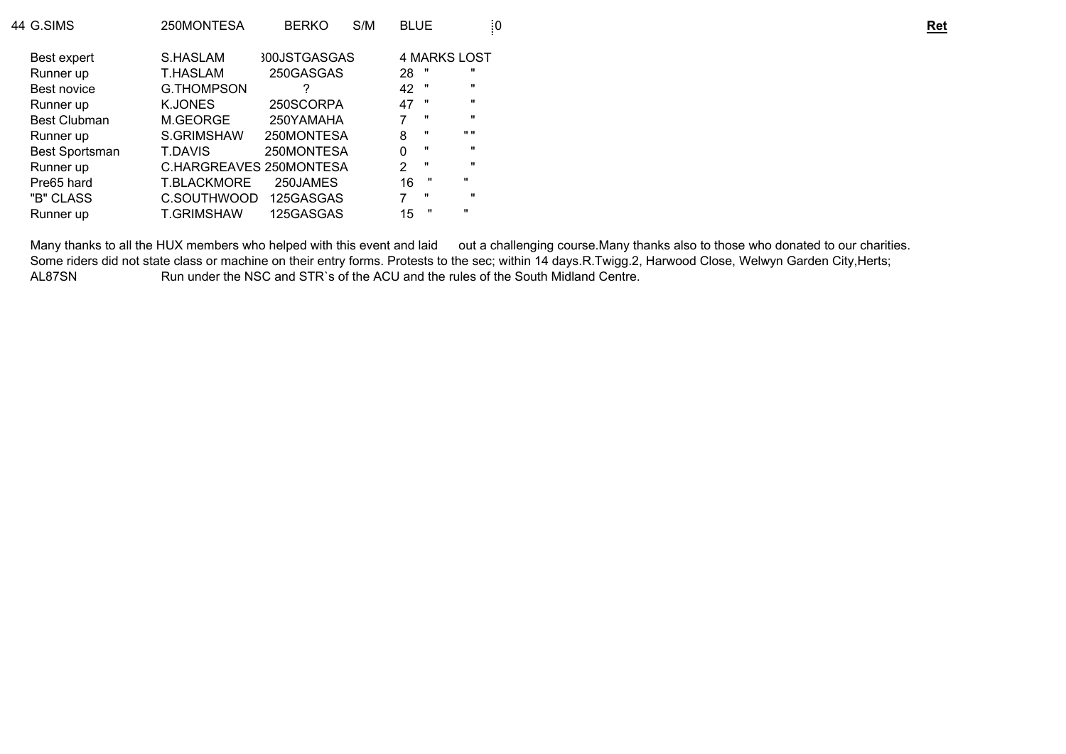| | | | | | | |
|---|---|---|---|---|---|---|
| 44 | G.SIMS | 250MONTESA | BERKO | S/M | BLUE | 0 | **Ret** |

| | | | |
|---|---|---|---|
| Best expert | S.HASLAM | 300JSTGASGAS | 4 MARKS LOST |
| Runner up | T.HASLAM | 250GASGAS | 28 " " |
| Best novice | G.THOMPSON | ? | 42 " " |
| Runner up | K.JONES | 250SCORPA | 47 " " |
| Best Clubman | M.GEORGE | 250YAMAHA | 7 " " |
| Runner up | S.GRIMSHAW | 250MONTESA | 8 " " " |
| Best Sportsman | T.DAVIS | 250MONTESA | 0 " " |
| Runner up | C.HARGREAVES | 250MONTESA | 2 " " |
| Pre65 hard | T.BLACKMORE | 250JAMES | 16 " " |
| "B" CLASS | C.SOUTHWOOD | 125GASGAS | 7 " " |
| Runner up | T.GRIMSHAW | 125GASGAS | 15 " " |

Many thanks to all the HUX members who helped with this event and laid out a challenging course.Many thanks also to those who donated to our charities. Some riders did not state class or machine on their entry forms. Protests to the sec; within 14 days.R.Twigg.2, Harwood Close, Welwyn Garden City,Herts; AL87SN Run under the NSC and STR`s of the ACU and the rules of the South Midland Centre.